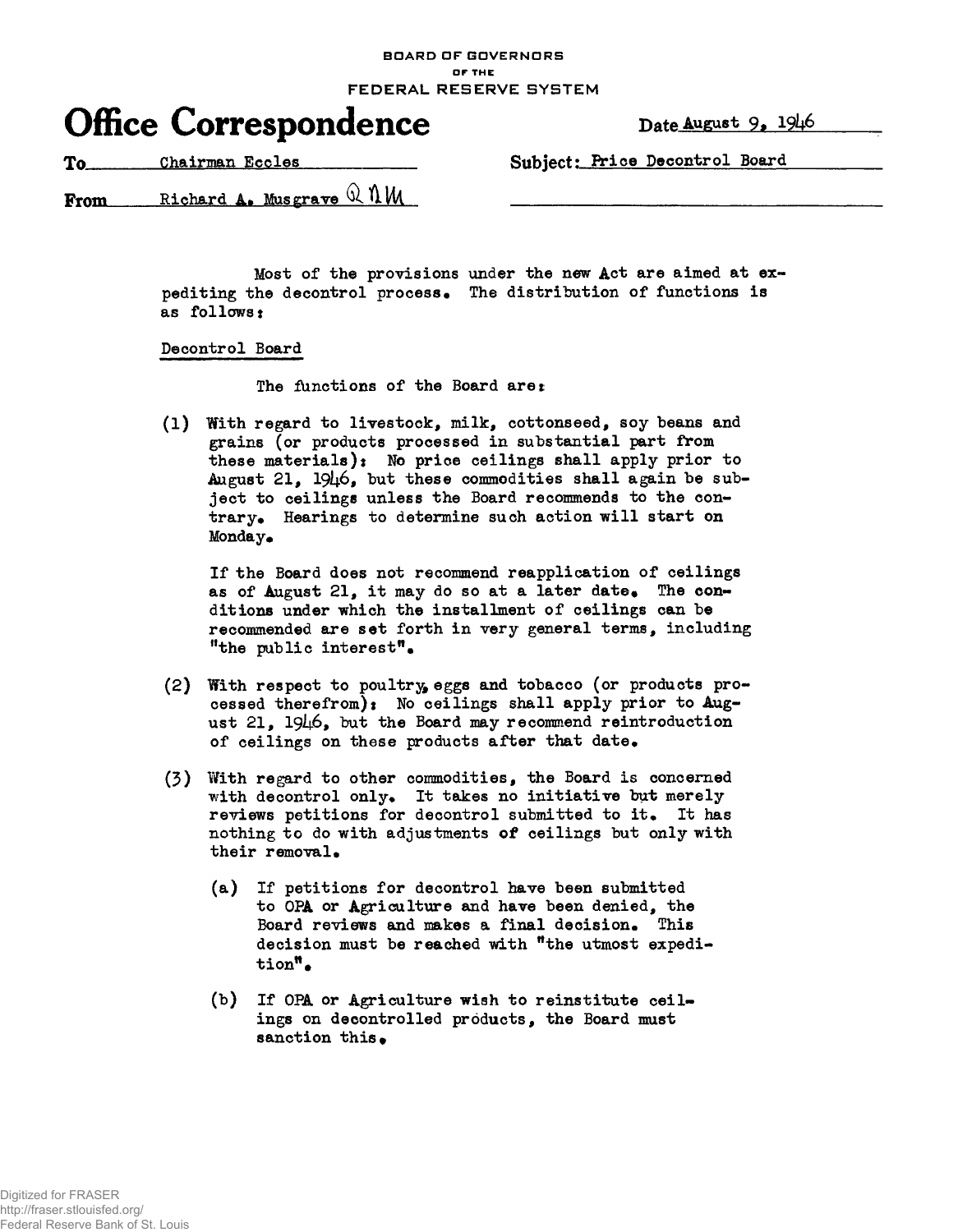BOARD OF GOVERNORS
OF THE
FEDERAL RESERVE SYSTEM

# Office Correspondence

Date August 9, 1946

To Chairman Eccles

Subject: Price Decontrol Board

From Richard A. Musgrave RAM

Most of the provisions under the new Act are aimed at expediting the decontrol process. The distribution of functions is as follows:

Decontrol Board

The functions of the Board are:

(1) With regard to livestock, milk, cottonseed, soy beans and grains (or products processed in substantial part from these materials): No price ceilings shall apply prior to August 21, 1946, but these commodities shall again be subject to ceilings unless the Board recommends to the contrary. Hearings to determine such action will start on Monday.

If the Board does not recommend reapplication of ceilings as of August 21, it may do so at a later date. The conditions under which the installment of ceilings can be recommended are set forth in very general terms, including "the public interest".

(2) With respect to poultry, eggs and tobacco (or products processed therefrom): No ceilings shall apply prior to August 21, 1946, but the Board may recommend reintroduction of ceilings on these products after that date.

(3) With regard to other commodities, the Board is concerned with decontrol only. It takes no initiative but merely reviews petitions for decontrol submitted to it. It has nothing to do with adjustments of ceilings but only with their removal.

(a) If petitions for decontrol have been submitted to OPA or Agriculture and have been denied, the Board reviews and makes a final decision. This decision must be reached with "the utmost expedition".

(b) If OPA or Agriculture wish to reinstitute ceilings on decontrolled products, the Board must sanction this.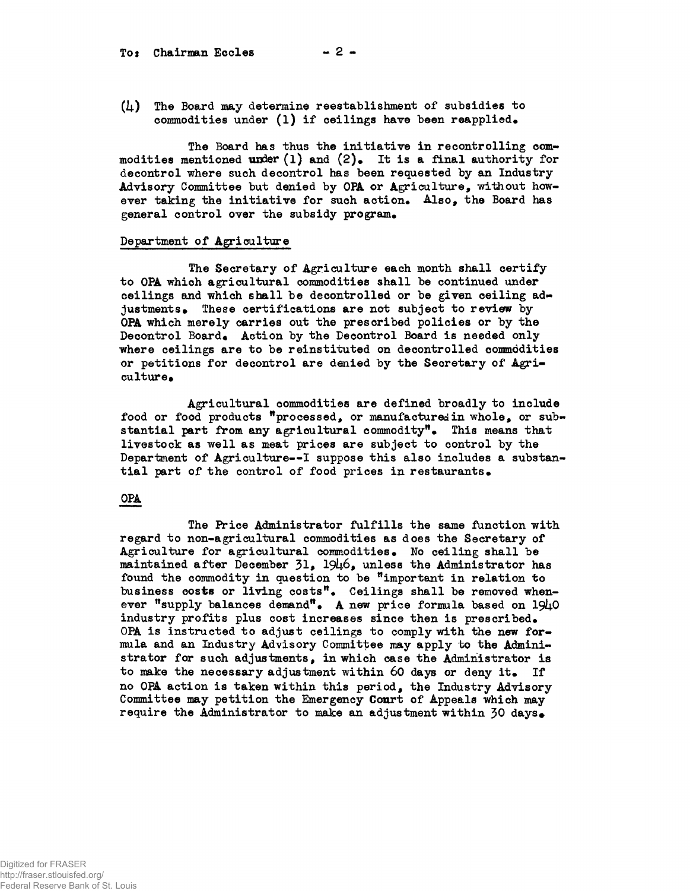(4) The Board may determine reestablishment of subsidies to commodities under (1) if ceilings have been reapplied.

The Board has thus the initiative in recontrolling commodities mentioned under (1) and (2). It is a final authority for decontrol where such decontrol has been requested by an Industry Advisory Committee but denied by OPA or Agriculture, without however taking the initiative for such action. Also, the Board has general control over the subsidy program.

## Department of Agriculture

The Secretary of Agriculture each month shall certify to OPA which agricultural commodities shall be continued under ceilings and which shall be decontrolled or be given ceiling adjustments. These certifications are not subject to review by OPA which merely carries out the prescribed policies or by the Decontrol Board. Action by the Decontrol Board is needed only where ceilings are to be reinstituted on decontrolled commodities or petitions for decontrol are denied by the Secretary of Agriculture.

Agricultural commodities are defined broadly to include food or food products "processed, or manufactured in whole, or substantial part from any agricultural commodity". This means that livestock as well as meat prices are subject to control by the Department of Agriculture--I suppose this also includes a substantial part of the control of food prices in restaurants.

## OPA

The Price Administrator fulfills the same function with regard to non-agricultural commodities as does the Secretary of Agriculture for agricultural commodities. No ceiling shall be maintained after December 31, 1946, unless the Administrator has found the commodity in question to be "important in relation to business costs or living costs". Ceilings shall be removed whenever "supply balances demand". A new price formula based on 1940 industry profits plus cost increases since then is prescribed. OPA is instructed to adjust ceilings to comply with the new formula and an Industry Advisory Committee may apply to the Administrator for such adjustments, in which case the Administrator is to make the necessary adjustment within 60 days or deny it. If no OPA action is taken within this period, the Industry Advisory Committee may petition the Emergency Court of Appeals which may require the Administrator to make an adjustment within 30 days.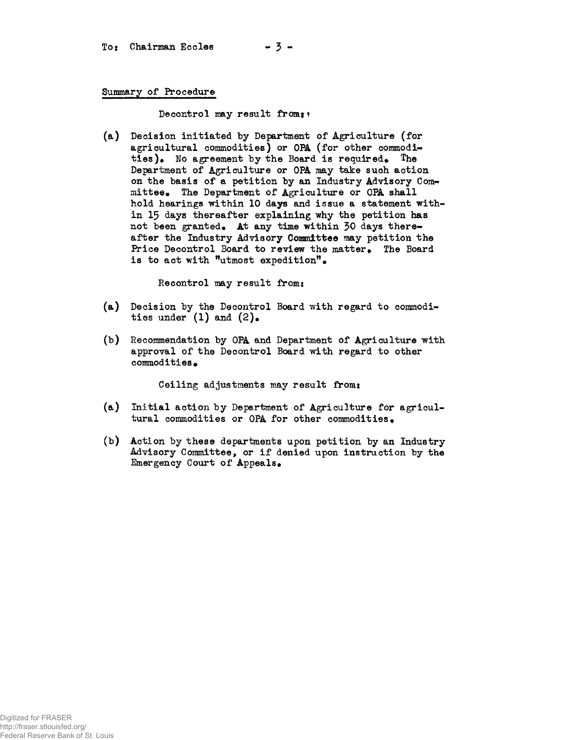## Summary of Procedure

Decontrol may result from:

(a) Decision initiated by Department of Agriculture (for agricultural commodities) or OPA (for other commodities). No agreement by the Board is required. The Department of Agriculture or OPA may take such action on the basis of a petition by an Industry Advisory Committee. The Department of Agriculture or OPA shall hold hearings within 10 days and issue a statement within 15 days thereafter explaining why the petition has not been granted. At any time within 30 days thereafter the Industry Advisory Committee may petition the Price Decontrol Board to review the matter. The Board is to act with "utmost expedition".

Recontrol may result from:

(a) Decision by the Decontrol Board with regard to commodities under (1) and (2).

(b) Recommendation by OPA and Department of Agriculture with approval of the Decontrol Board with regard to other commodities.

Ceiling adjustments may result from:

(a) Initial action by Department of Agriculture for agricultural commodities or OPA for other commodities.

(b) Action by these departments upon petition by an Industry Advisory Committee, or if denied upon instruction by the Emergency Court of Appeals.